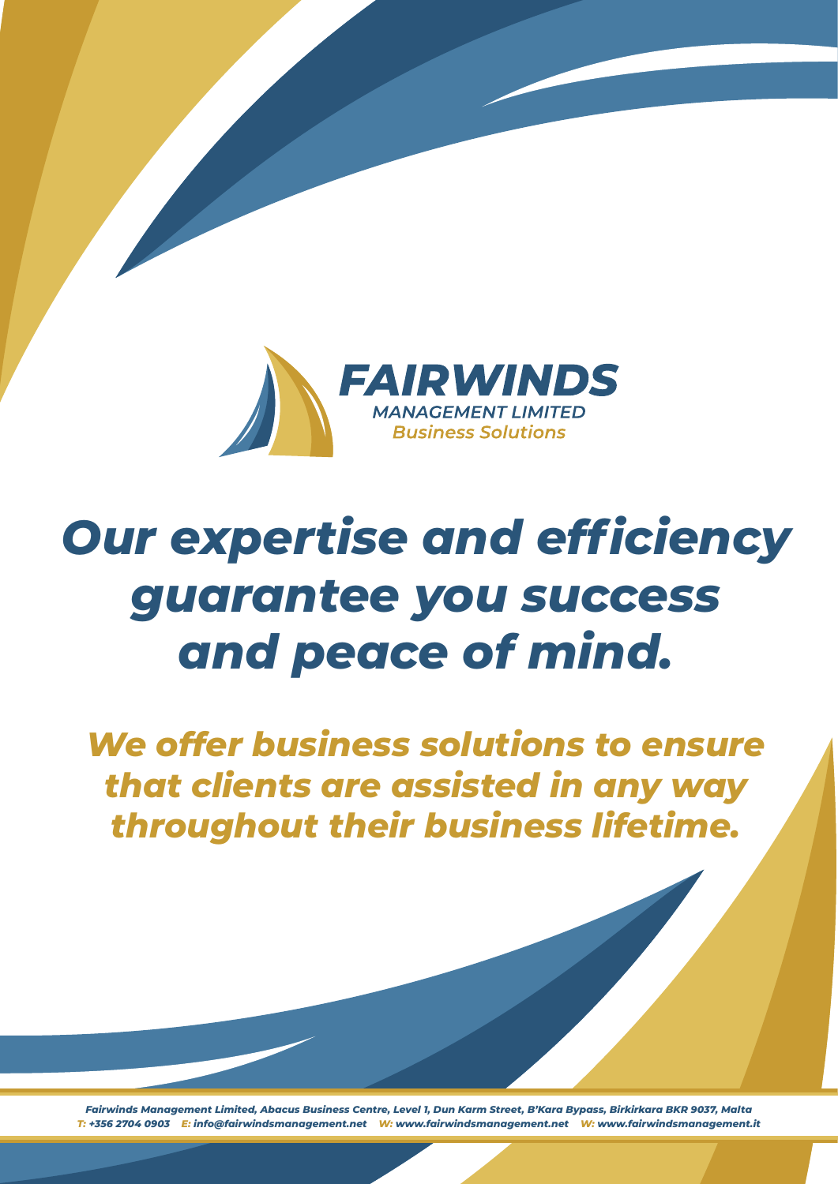**FAIRWINDS**
*MANAGEMENT LIMITED*
*Business Solutions*

# *Our expertise and efficiency guarantee you success and peace of mind.*

## *We offer business solutions to ensure that clients are assisted in any way throughout their business lifetime.*

*Fairwinds Management Limited, Abacus Business Centre, Level 1, Dun Karm Street, B'Kara Bypass, Birkirkara BKR 9037, Malta*
*T: +356 2704 0903 E: info@fairwindsmanagement.net W: www.fairwindsmanagement.net W: www.fairwindsmanagement.it*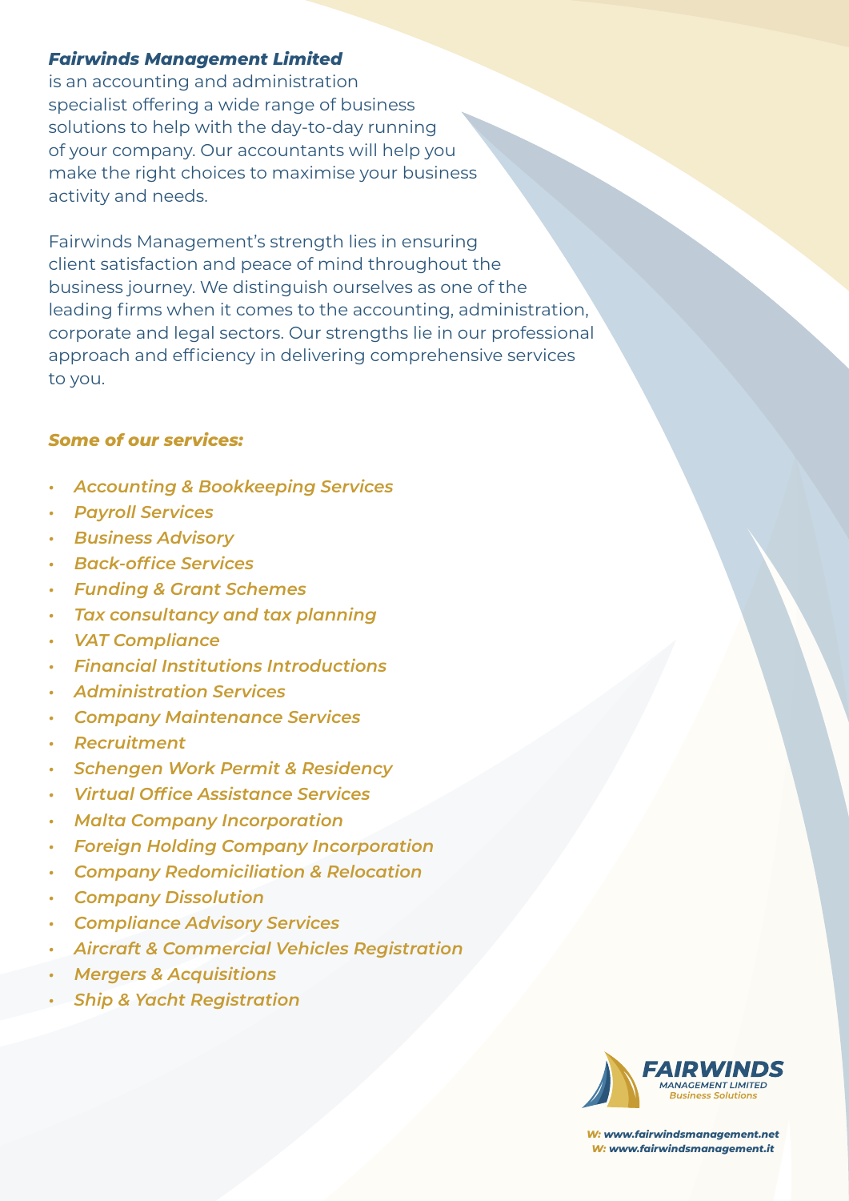***Fairwinds Management Limited*** is an accounting and administration specialist offering a wide range of business solutions to help with the day-to-day running of your company. Our accountants will help you make the right choices to maximise your business activity and needs.

Fairwinds Management's strength lies in ensuring client satisfaction and peace of mind throughout the business journey. We distinguish ourselves as one of the leading firms when it comes to the accounting, administration, corporate and legal sectors. Our strengths lie in our professional approach and efficiency in delivering comprehensive services to you.

***Some of our services:***

- *Accounting & Bookkeeping Services*
- *Payroll Services*
- *Business Advisory*
- *Back-office Services*
- *Funding & Grant Schemes*
- *Tax consultancy and tax planning*
- *VAT Compliance*
- *Financial Institutions Introductions*
- *Administration Services*
- *Company Maintenance Services*
- *Recruitment*
- *Schengen Work Permit & Residency*
- *Virtual Office Assistance Services*
- *Malta Company Incorporation*
- *Foreign Holding Company Incorporation*
- *Company Redomiciliation & Relocation*
- *Company Dissolution*
- *Compliance Advisory Services*
- *Aircraft & Commercial Vehicles Registration*
- *Mergers & Acquisitions*
- *Ship & Yacht Registration*

**FAIRWINDS**
MANAGEMENT LIMITED
*Business Solutions*

***W: www.fairwindsmanagement.net***
***W: www.fairwindsmanagement.it***